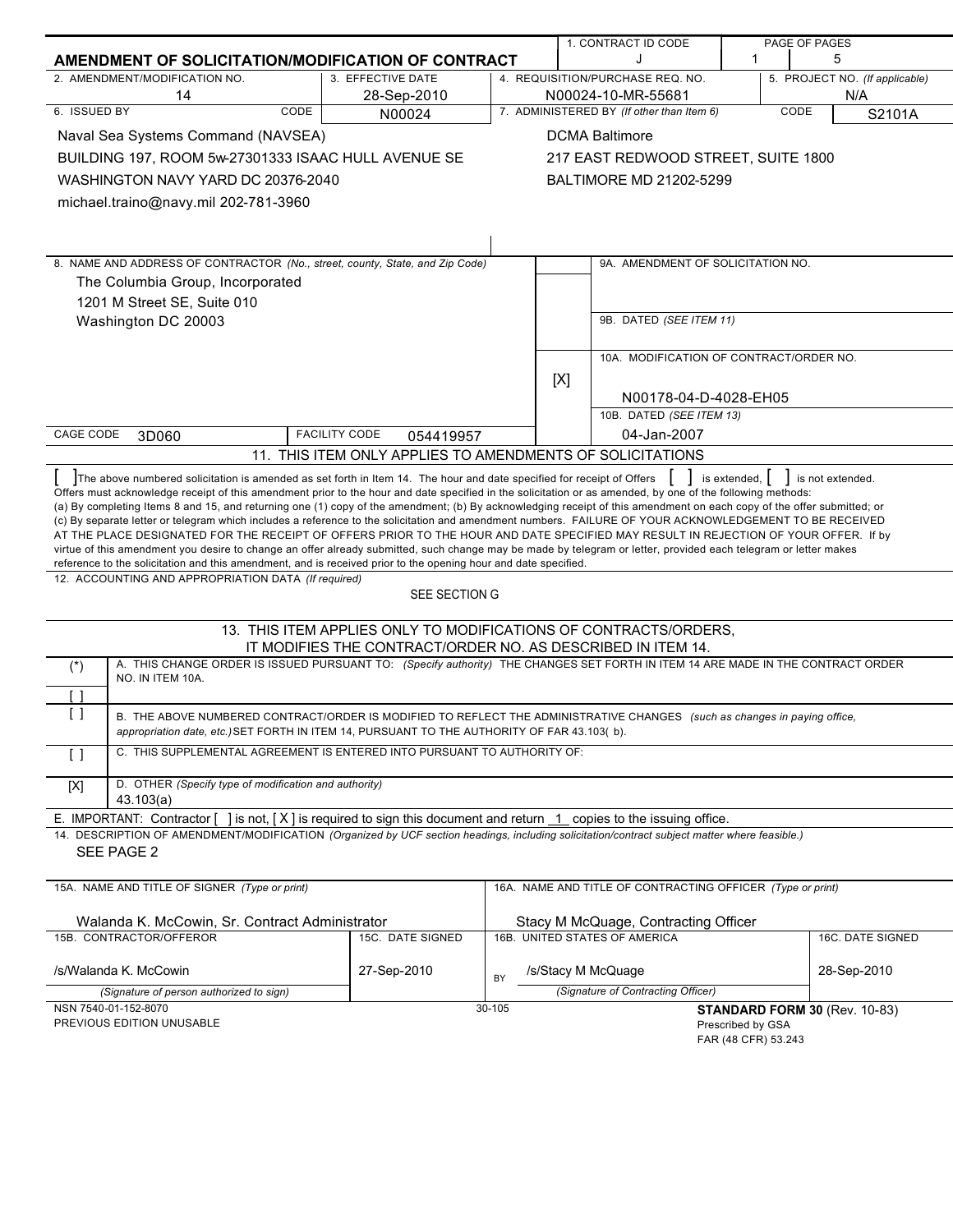# AMENDMENT OF SOLICITATION/MODIFICATION OF CONTRACT

| 1. CONTRACT ID CODE | PAGE OF PAGES |
|---|---|
| J | 1 / 5 |

| 2. AMENDMENT/MODIFICATION NO. | 3. EFFECTIVE DATE | 4. REQUISITION/PURCHASE REQ. NO. | 5. PROJECT NO. (If applicable) |
|---|---|---|---|
| 14 | 28-Sep-2010 | N00024-10-MR-55681 | N/A |

| 6. ISSUED BY | CODE N00024 | 7. ADMINISTERED BY (If other than Item 6) | CODE S2101A |
|---|---|---|---|
| Naval Sea Systems Command (NAVSEA)<br>BUILDING 197, ROOM 5w-27301333 ISAAC HULL AVENUE SE<br>WASHINGTON NAVY YARD DC 20376-2040<br>michael.traino@navy.mil 202-781-3960 | | DCMA Baltimore<br>217 EAST REDWOOD STREET, SUITE 1800<br>BALTIMORE MD 21202-5299 | |

8. NAME AND ADDRESS OF CONTRACTOR (No., street, county, State, and Zip Code)

The Columbia Group, Incorporated
1201 M Street SE, Suite 010
Washington DC 20003

CAGE CODE 3D060 | FACILITY CODE 054419957

9A. AMENDMENT OF SOLICITATION NO.

9B. DATED (SEE ITEM 11)

[X] 10A. MODIFICATION OF CONTRACT/ORDER NO.
N00178-04-D-4028-EH05

10B. DATED (SEE ITEM 13)
04-Jan-2007

## 11. THIS ITEM ONLY APPLIES TO AMENDMENTS OF SOLICITATIONS

[ ] The above numbered solicitation is amended as set forth in Item 14. The hour and date specified for receipt of Offers [ ] is extended, [ ] is not extended.
Offers must acknowledge receipt of this amendment prior to the hour and date specified in the solicitation or as amended, by one of the following methods:
(a) By completing Items 8 and 15, and returning one (1) copy of the amendment; (b) By acknowledging receipt of this amendment on each copy of the offer submitted; or (c) By separate letter or telegram which includes a reference to the solicitation and amendment numbers. FAILURE OF YOUR ACKNOWLEDGEMENT TO BE RECEIVED AT THE PLACE DESIGNATED FOR THE RECEIPT OF OFFERS PRIOR TO THE HOUR AND DATE SPECIFIED MAY RESULT IN REJECTION OF YOUR OFFER. If by virtue of this amendment you desire to change an offer already submitted, such change may be made by telegram or letter, provided each telegram or letter makes reference to the solicitation and this amendment, and is received prior to the opening hour and date specified.

12. ACCOUNTING AND APPROPRIATION DATA (If required)
SEE SECTION G

## 13. THIS ITEM APPLIES ONLY TO MODIFICATIONS OF CONTRACTS/ORDERS, IT MODIFIES THE CONTRACT/ORDER NO. AS DESCRIBED IN ITEM 14.

| | |
|---|---|
| (*) | A. THIS CHANGE ORDER IS ISSUED PURSUANT TO: (Specify authority) THE CHANGES SET FORTH IN ITEM 14 ARE MADE IN THE CONTRACT ORDER NO. IN ITEM 10A. |
| [ ] | |
| [ ] | B. THE ABOVE NUMBERED CONTRACT/ORDER IS MODIFIED TO REFLECT THE ADMINISTRATIVE CHANGES (such as changes in paying office, appropriation date, etc.) SET FORTH IN ITEM 14, PURSUANT TO THE AUTHORITY OF FAR 43.103( b). |
| [ ] | C. THIS SUPPLEMENTAL AGREEMENT IS ENTERED INTO PURSUANT TO AUTHORITY OF: |
| [X] | D. OTHER (Specify type of modification and authority)<br>43.103(a) |

E. IMPORTANT: Contractor [ ] is not, [ X ] is required to sign this document and return 1 copies to the issuing office.

14. DESCRIPTION OF AMENDMENT/MODIFICATION (Organized by UCF section headings, including solicitation/contract subject matter where feasible.)
SEE PAGE 2

| 15A. NAME AND TITLE OF SIGNER (Type or print) | | 16A. NAME AND TITLE OF CONTRACTING OFFICER (Type or print) | |
|---|---|---|---|
| Walanda K. McCowin, Sr. Contract Administrator | | Stacy M McQuage, Contracting Officer | |
| 15B. CONTRACTOR/OFFEROR | 15C. DATE SIGNED | 16B. UNITED STATES OF AMERICA | 16C. DATE SIGNED |
| /s/Walanda K. McCowin | 27-Sep-2010 | BY /s/Stacy M McQuage | 28-Sep-2010 |
| (Signature of person authorized to sign) | | (Signature of Contracting Officer) | |

NSN 7540-01-152-8070
PREVIOUS EDITION UNUSABLE
30-105
**STANDARD FORM 30** (Rev. 10-83)
Prescribed by GSA
FAR (48 CFR) 53.243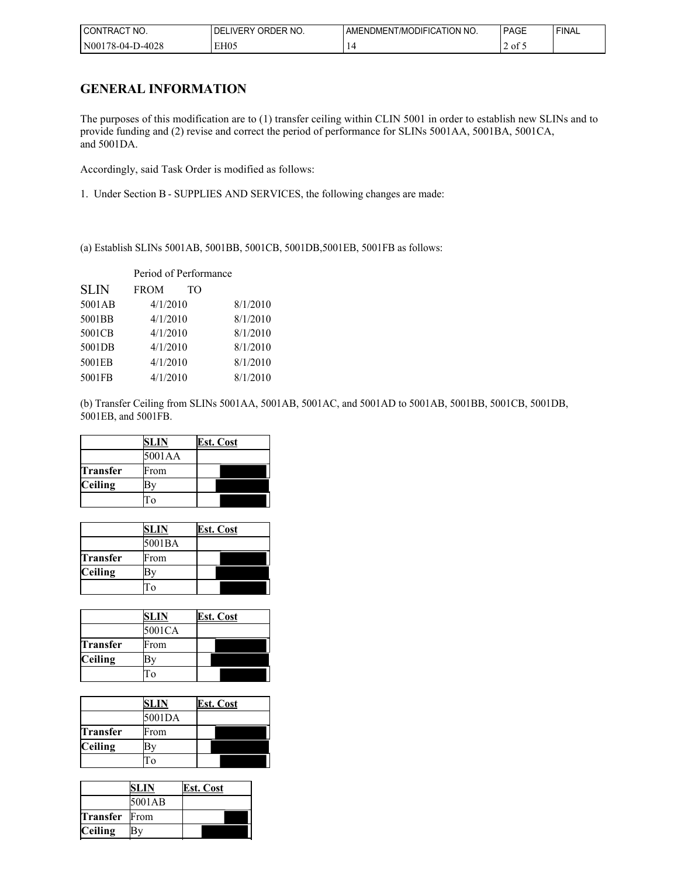| CONTRACT NO. | DELIVERY ORDER NO. | AMENDMENT/MODIFICATION NO. | PAGE | FINAL |
|---|---|---|---|---|
| N00178-04-D-4028 | EH05 | 14 | 2 of 5 | |

## GENERAL INFORMATION

The purposes of this modification are to (1) transfer ceiling within CLIN 5001 in order to establish new SLINs and to provide funding and (2) revise and correct the period of performance for SLINs 5001AA, 5001BA, 5001CA, and 5001DA.

Accordingly, said Task Order is modified as follows:

1. Under Section B - SUPPLIES AND SERVICES, the following changes are made:

(a) Establish SLINs 5001AB, 5001BB, 5001CB, 5001DB,5001EB, 5001FB as follows:

| SLIN | Period of Performance FROM | TO |
|---|---|---|
| 5001AB | 4/1/2010 | 8/1/2010 |
| 5001BB | 4/1/2010 | 8/1/2010 |
| 5001CB | 4/1/2010 | 8/1/2010 |
| 5001DB | 4/1/2010 | 8/1/2010 |
| 5001EB | 4/1/2010 | 8/1/2010 |
| 5001FB | 4/1/2010 | 8/1/2010 |

(b) Transfer Ceiling from SLINs 5001AA, 5001AB, 5001AC, and 5001AD to 5001AB, 5001BB, 5001CB, 5001DB, 5001EB, and 5001FB.

| | **SLIN** | **Est. Cost** |
|---|---|---|
| | 5001AA | |
| **Transfer** | From | |
| **Ceiling** | By | |
| | To | |

| | **SLIN** | **Est. Cost** |
|---|---|---|
| | 5001BA | |
| **Transfer** | From | |
| **Ceiling** | By | |
| | To | |

| | **SLIN** | **Est. Cost** |
|---|---|---|
| | 5001CA | |
| **Transfer** | From | |
| **Ceiling** | By | |
| | To | |

| | **SLIN** | **Est. Cost** |
|---|---|---|
| | 5001DA | |
| **Transfer** | From | |
| **Ceiling** | By | |
| | To | |

| | **SLIN** | **Est. Cost** |
|---|---|---|
| | 5001AB | |
| **Transfer** | From | |
| **Ceiling** | By | |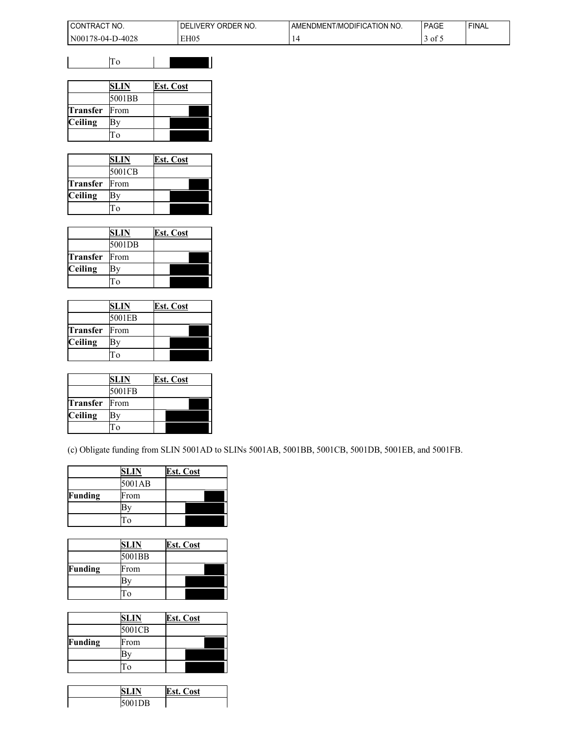| | To | |
|---|---|---|

| | SLIN | Est. Cost |
|---|---|---|
| | 5001BB | |
| **Transfer** | From | |
| **Ceiling** | By | |
| | To | |

| | SLIN | Est. Cost |
|---|---|---|
| | 5001CB | |
| **Transfer** | From | |
| **Ceiling** | By | |
| | To | |

| | SLIN | Est. Cost |
|---|---|---|
| | 5001DB | |
| **Transfer** | From | |
| **Ceiling** | By | |
| | To | |

| | SLIN | Est. Cost |
|---|---|---|
| | 5001EB | |
| **Transfer** | From | |
| **Ceiling** | By | |
| | To | |

| | SLIN | Est. Cost |
|---|---|---|
| | 5001FB | |
| **Transfer** | From | |
| **Ceiling** | By | |
| | To | |

(c) Obligate funding from SLIN 5001AD to SLINs 5001AB, 5001BB, 5001CB, 5001DB, 5001EB, and 5001FB.

| | SLIN | Est. Cost |
|---|---|---|
| | 5001AB | |
| **Funding** | From | |
| | By | |
| | To | |

| | SLIN | Est. Cost |
|---|---|---|
| | 5001BB | |
| **Funding** | From | |
| | By | |
| | To | |

| | SLIN | Est. Cost |
|---|---|---|
| | 5001CB | |
| **Funding** | From | |
| | By | |
| | To | |

| | SLIN | Est. Cost |
|---|---|---|
| | 5001DB | |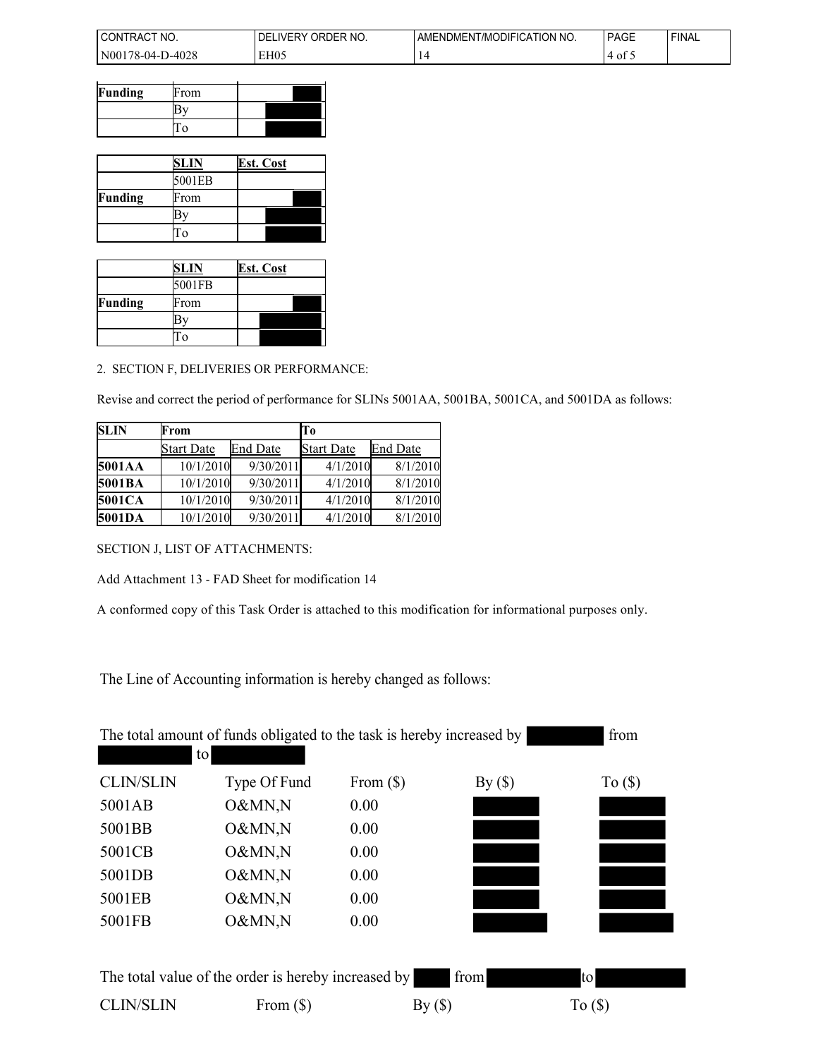| Funding | From | |
|---|---|---|
| | By | |
| | To | |

| | SLIN | Est. Cost |
|---|---|---|
| | 5001EB | |
| Funding | From | |
| | By | |
| | To | |

| | SLIN | Est. Cost |
|---|---|---|
| | 5001FB | |
| Funding | From | |
| | By | |
| | To | |

2. SECTION F, DELIVERIES OR PERFORMANCE:

Revise and correct the period of performance for SLINs 5001AA, 5001BA, 5001CA, and 5001DA as follows:

| SLIN | From | | To | |
|---|---|---|---|---|
| | Start Date | End Date | Start Date | End Date |
| 5001AA | 10/1/2010 | 9/30/2011 | 4/1/2010 | 8/1/2010 |
| 5001BA | 10/1/2010 | 9/30/2011 | 4/1/2010 | 8/1/2010 |
| 5001CA | 10/1/2010 | 9/30/2011 | 4/1/2010 | 8/1/2010 |
| 5001DA | 10/1/2010 | 9/30/2011 | 4/1/2010 | 8/1/2010 |

SECTION J, LIST OF ATTACHMENTS:

Add Attachment 13 - FAD Sheet for modification 14

A conformed copy of this Task Order is attached to this modification for informational purposes only.

The Line of Accounting information is hereby changed as follows:

The total amount of funds obligated to the task is hereby increased by from to

| CLIN/SLIN | Type Of Fund | From ($) | By ($) | To ($) |
|---|---|---|---|---|
| 5001AB | O&MN,N | 0.00 | | |
| 5001BB | O&MN,N | 0.00 | | |
| 5001CB | O&MN,N | 0.00 | | |
| 5001DB | O&MN,N | 0.00 | | |
| 5001EB | O&MN,N | 0.00 | | |
| 5001FB | O&MN,N | 0.00 | | |

The total value of the order is hereby increased by from to

| CLIN/SLIN | From ($) | By ($) | To ($) |
|---|---|---|---|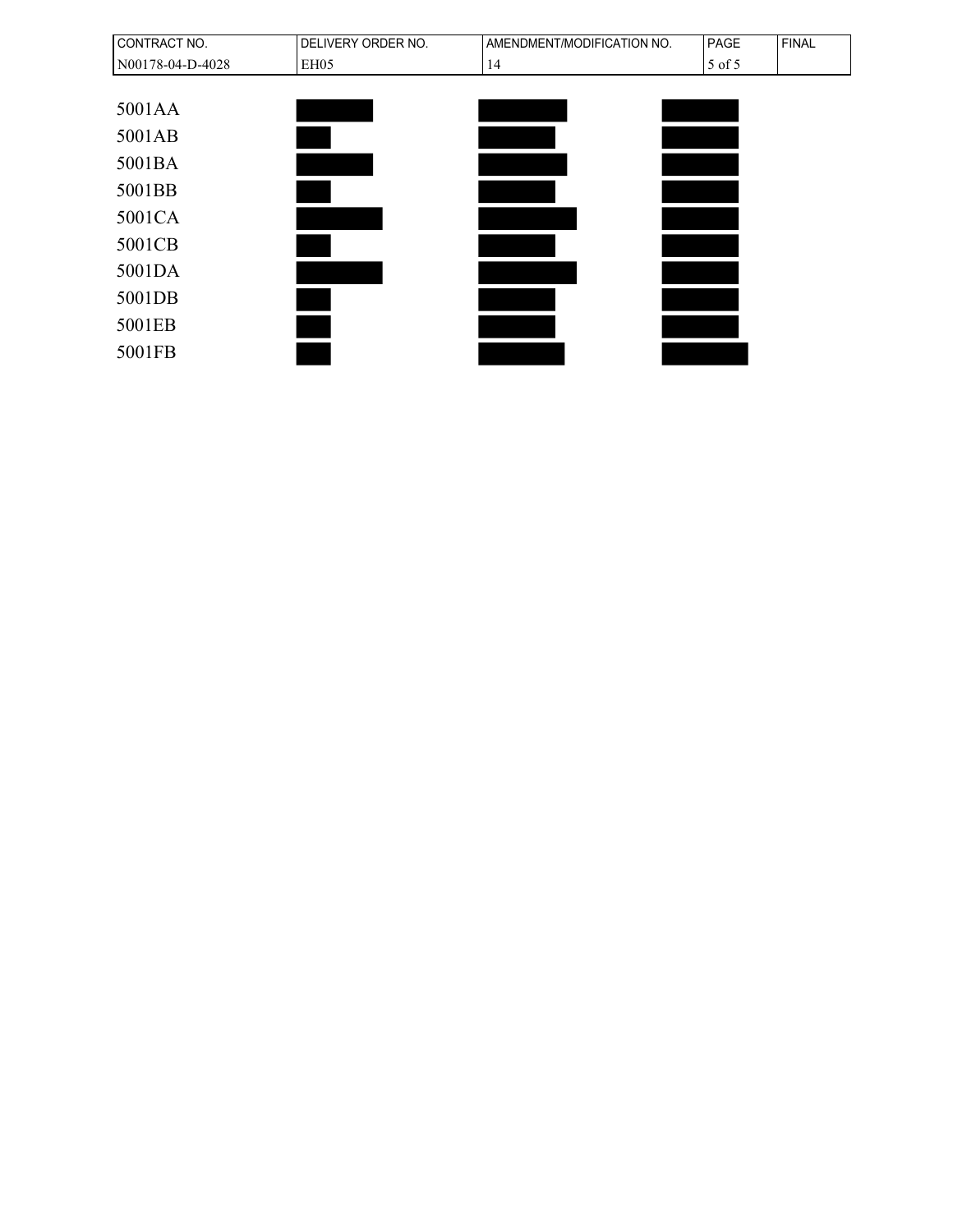| | | | |
|---|---|---|---|
| 5001AA | | | |
| 5001AB | | | |
| 5001BA | | | |
| 5001BB | | | |
| 5001CA | | | |
| 5001CB | | | |
| 5001DA | | | |
| 5001DB | | | |
| 5001EB | | | |
| 5001FB | | | |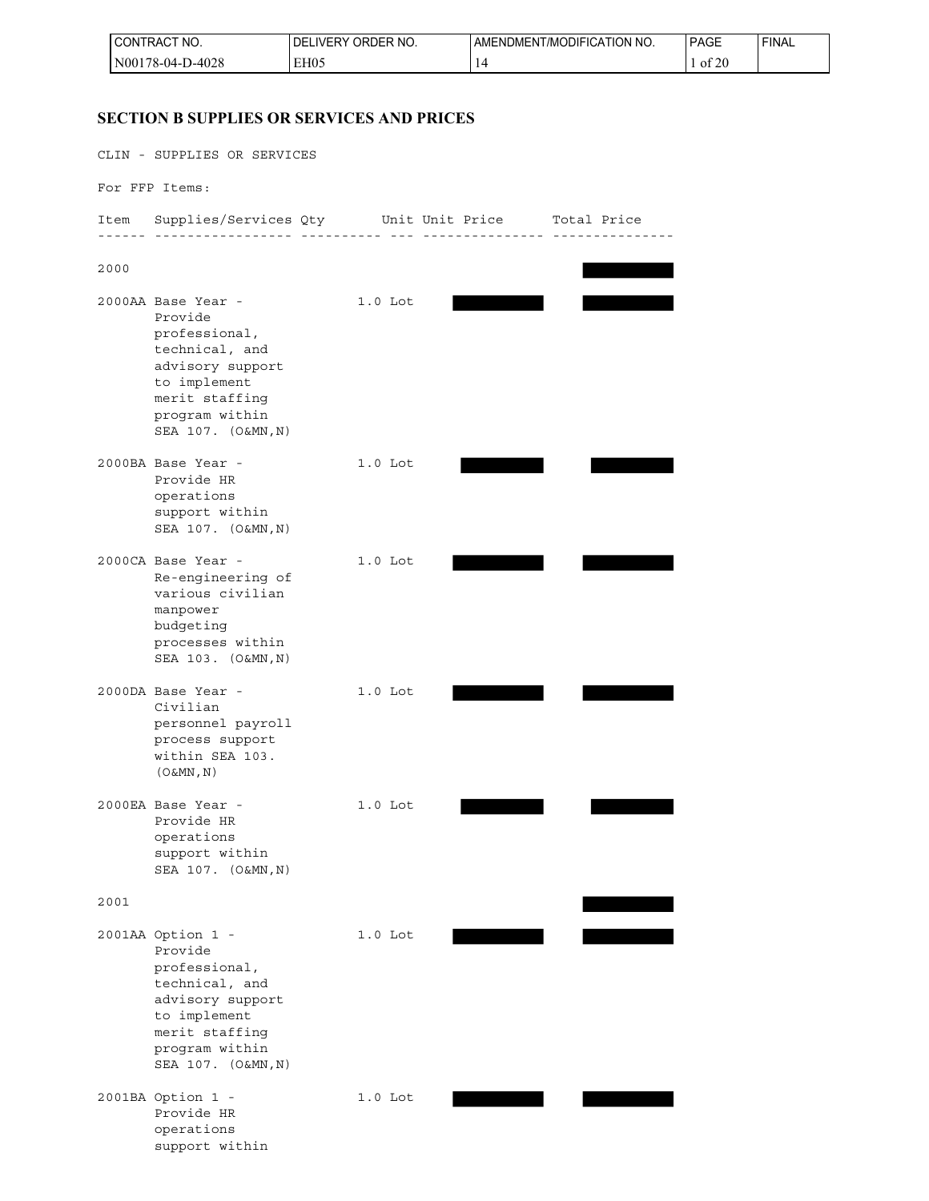| CONTRACT NO. | DELIVERY ORDER NO. | AMENDMENT/MODIFICATION NO. | PAGE | FINAL |
|---|---|---|---|---|
| N00178-04-D-4028 | EH05 | 14 | 1 of 20 | |

## SECTION B SUPPLIES OR SERVICES AND PRICES

CLIN - SUPPLIES OR SERVICES

For FFP Items:

| Item | Supplies/Services | Qty | Unit | Unit Price | Total Price |
|---|---|---|---|---|---|
| 2000 | | | | | [redacted] |
| 2000AA | Base Year - Provide professional, technical, and advisory support to implement merit staffing program within SEA 107. (O&MN,N) | 1.0 | Lot | [redacted] | [redacted] |
| 2000BA | Base Year - Provide HR operations support within SEA 107. (O&MN,N) | 1.0 | Lot | [redacted] | [redacted] |
| 2000CA | Base Year - Re-engineering of various civilian manpower budgeting processes within SEA 103. (O&MN,N) | 1.0 | Lot | [redacted] | [redacted] |
| 2000DA | Base Year - Civilian personnel payroll process support within SEA 103. (O&MN,N) | 1.0 | Lot | [redacted] | [redacted] |
| 2000EA | Base Year - Provide HR operations support within SEA 107. (O&MN,N) | 1.0 | Lot | [redacted] | [redacted] |
| 2001 | | | | | [redacted] |
| 2001AA | Option 1 - Provide professional, technical, and advisory support to implement merit staffing program within SEA 107. (O&MN,N) | 1.0 | Lot | [redacted] | [redacted] |
| 2001BA | Option 1 - Provide HR operations support within | 1.0 | Lot | [redacted] | [redacted] |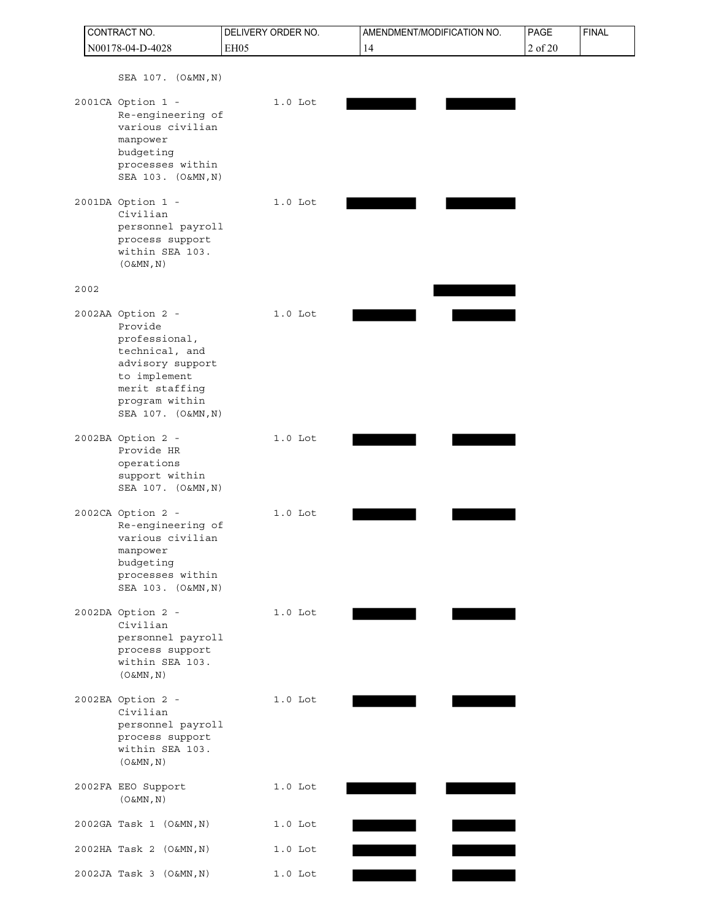SEA 107. (O&MN,N)

| Item | Description | Quantity | Unit Price | Amount |
|---|---|---|---|---|
| 2001CA | Option 1 - Re-engineering of various civilian manpower budgeting processes within SEA 103. (O&MN,N) | 1.0 Lot | | |
| 2001DA | Option 1 - Civilian personnel payroll process support within SEA 103. (O&MN,N) | 1.0 Lot | | |
| 2002 | | | | |
| 2002AA | Option 2 - Provide professional, technical, and advisory support to implement merit staffing program within SEA 107. (O&MN,N) | 1.0 Lot | | |
| 2002BA | Option 2 - Provide HR operations support within SEA 107. (O&MN,N) | 1.0 Lot | | |
| 2002CA | Option 2 - Re-engineering of various civilian manpower budgeting processes within SEA 103. (O&MN,N) | 1.0 Lot | | |
| 2002DA | Option 2 - Civilian personnel payroll process support within SEA 103. (O&MN,N) | 1.0 Lot | | |
| 2002EA | Option 2 - Civilian personnel payroll process support within SEA 103. (O&MN,N) | 1.0 Lot | | |
| 2002FA | EEO Support (O&MN,N) | 1.0 Lot | | |
| 2002GA | Task 1 (O&MN,N) | 1.0 Lot | | |
| 2002HA | Task 2 (O&MN,N) | 1.0 Lot | | |
| 2002JA | Task 3 (O&MN,N) | 1.0 Lot | | |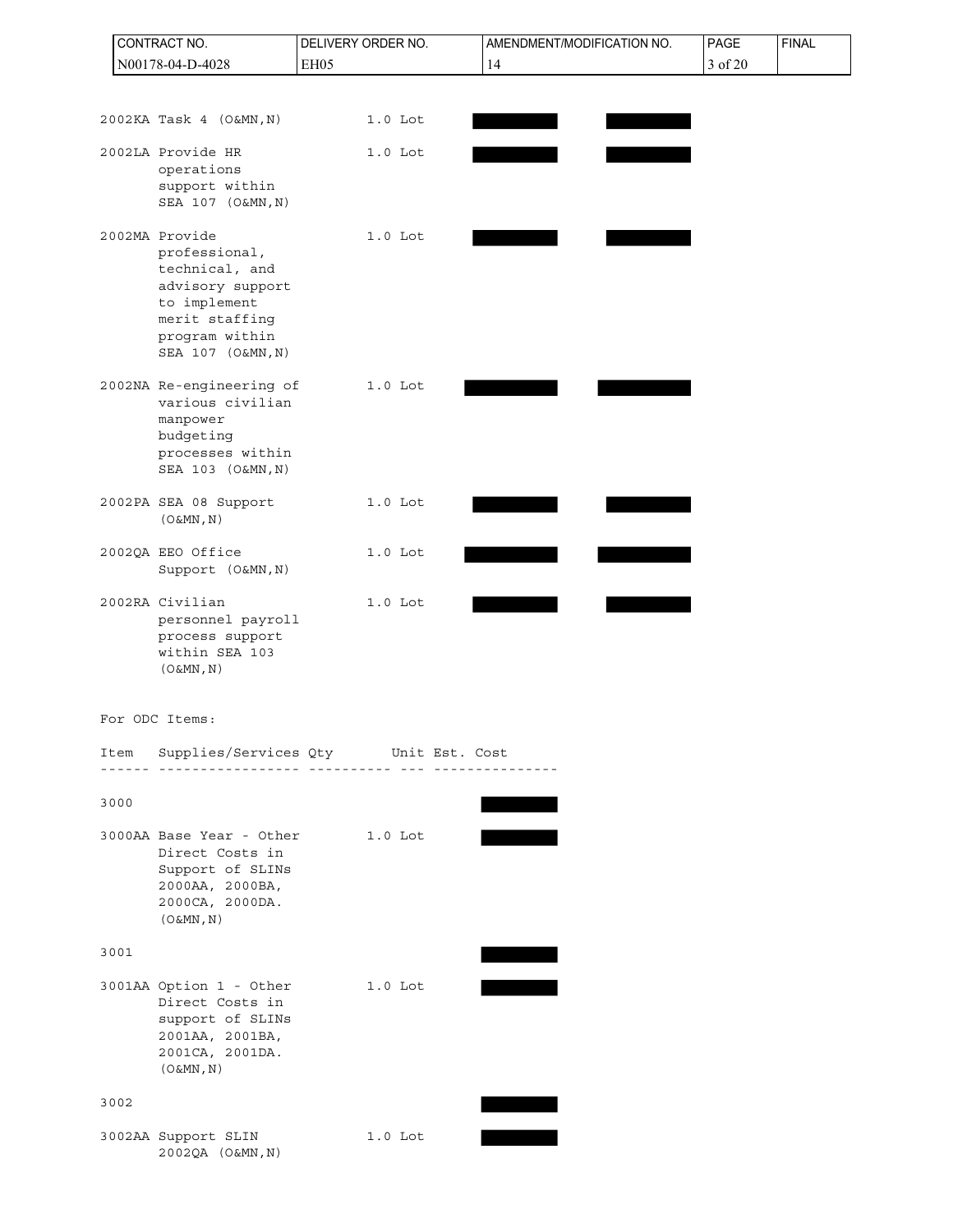| Item | Supplies/Services | Qty | Unit | Unit Price | Total Price |
|---|---|---|---|---|---|
| 2002KA | Task 4 (O&MN,N) | 1.0 | Lot | | |
| 2002LA | Provide HR operations support within SEA 107 (O&MN,N) | 1.0 | Lot | | |
| 2002MA | Provide professional, technical, and advisory support to implement merit staffing program within SEA 107 (O&MN,N) | 1.0 | Lot | | |
| 2002NA | Re-engineering of various civilian manpower budgeting processes within SEA 103 (O&MN,N) | 1.0 | Lot | | |
| 2002PA | SEA 08 Support (O&MN,N) | 1.0 | Lot | | |
| 2002QA | EEO Office Support (O&MN,N) | 1.0 | Lot | | |
| 2002RA | Civilian personnel payroll process support within SEA 103 (O&MN,N) | 1.0 | Lot | | |

For ODC Items:

| Item | Supplies/Services | Qty | Unit | Est. Cost |
|---|---|---|---|---|
| 3000 | | | | |
| 3000AA | Base Year - Other Direct Costs in Support of SLINs 2000AA, 2000BA, 2000CA, 2000DA. (O&MN,N) | 1.0 | Lot | |
| 3001 | | | | |
| 3001AA | Option 1 - Other Direct Costs in support of SLINs 2001AA, 2001BA, 2001CA, 2001DA. (O&MN,N) | 1.0 | Lot | |
| 3002 | | | | |
| 3002AA | Support SLIN 2002QA (O&MN,N) | 1.0 | Lot | |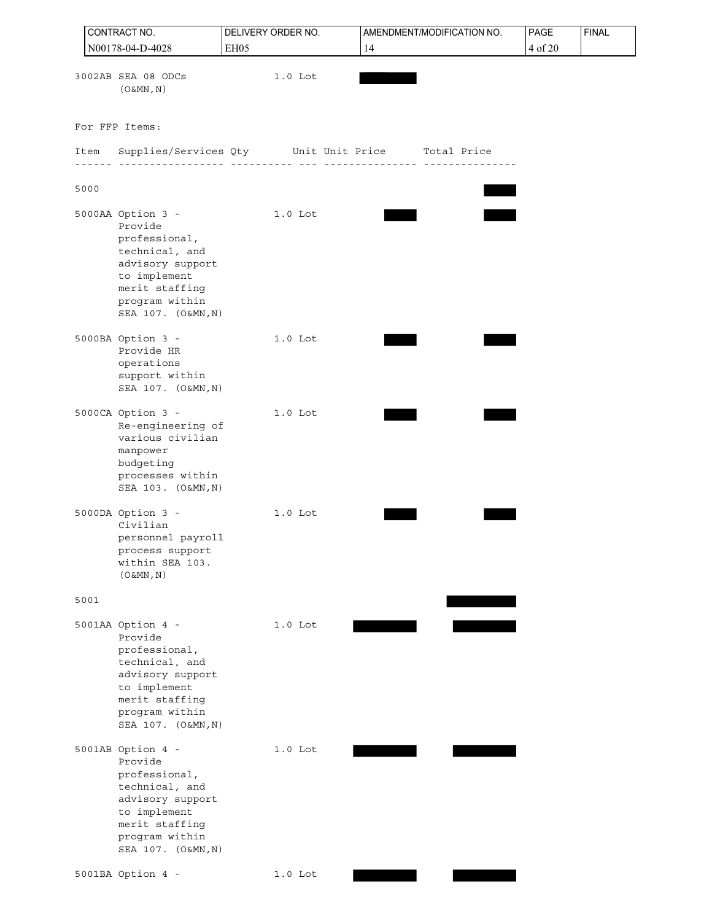| Item | Supplies/Services | Qty | Unit | Unit Price | Total Price |
|---|---|---|---|---|---|
| 3002AB | SEA 08 ODCs (O&MN,N) | 1.0 | Lot | [redacted] | |

For FFP Items:

| Item | Supplies/Services | Qty | Unit | Unit Price | Total Price |
|---|---|---|---|---|---|
| 5000 | | | | | [redacted] |
| 5000AA | Option 3 - Provide professional, technical, and advisory support to implement merit staffing program within SEA 107. (O&MN,N) | 1.0 | Lot | [redacted] | [redacted] |
| 5000BA | Option 3 - Provide HR operations support within SEA 107. (O&MN,N) | 1.0 | Lot | [redacted] | [redacted] |
| 5000CA | Option 3 - Re-engineering of various civilian manpower budgeting processes within SEA 103. (O&MN,N) | 1.0 | Lot | [redacted] | [redacted] |
| 5000DA | Option 3 - Civilian personnel payroll process support within SEA 103. (O&MN,N) | 1.0 | Lot | [redacted] | [redacted] |
| 5001 | | | | | [redacted] |
| 5001AA | Option 4 - Provide professional, technical, and advisory support to implement merit staffing program within SEA 107. (O&MN,N) | 1.0 | Lot | [redacted] | [redacted] |
| 5001AB | Option 4 - Provide professional, technical, and advisory support to implement merit staffing program within SEA 107. (O&MN,N) | 1.0 | Lot | [redacted] | [redacted] |
| 5001BA | Option 4 - | 1.0 | Lot | [redacted] | [redacted] |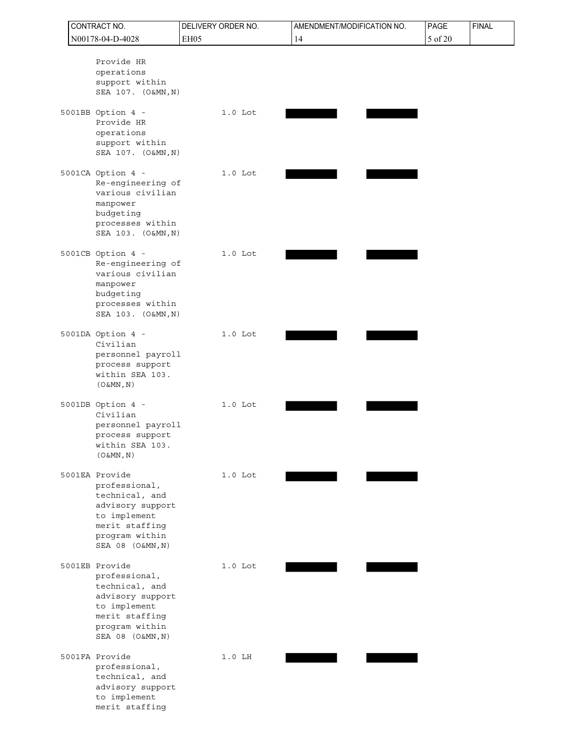| Item | Description | Qty/Unit | Unit Price | Amount |
|---|---|---|---|---|
| | Provide HR operations support within SEA 107. (O&MN,N) | | | |
| 5001BB | Option 4 - Provide HR operations support within SEA 107. (O&MN,N) | 1.0 Lot | | |
| 5001CA | Option 4 - Re-engineering of various civilian manpower budgeting processes within SEA 103. (O&MN,N) | 1.0 Lot | | |
| 5001CB | Option 4 - Re-engineering of various civilian manpower budgeting processes within SEA 103. (O&MN,N) | 1.0 Lot | | |
| 5001DA | Option 4 - Civilian personnel payroll process support within SEA 103. (O&MN,N) | 1.0 Lot | | |
| 5001DB | Option 4 - Civilian personnel payroll process support within SEA 103. (O&MN,N) | 1.0 Lot | | |
| 5001EA | Provide professional, technical, and advisory support to implement merit staffing program within SEA 08 (O&MN,N) | 1.0 Lot | | |
| 5001EB | Provide professional, technical, and advisory support to implement merit staffing program within SEA 08 (O&MN,N) | 1.0 Lot | | |
| 5001FA | Provide professional, technical, and advisory support to implement merit staffing | 1.0 LH | | |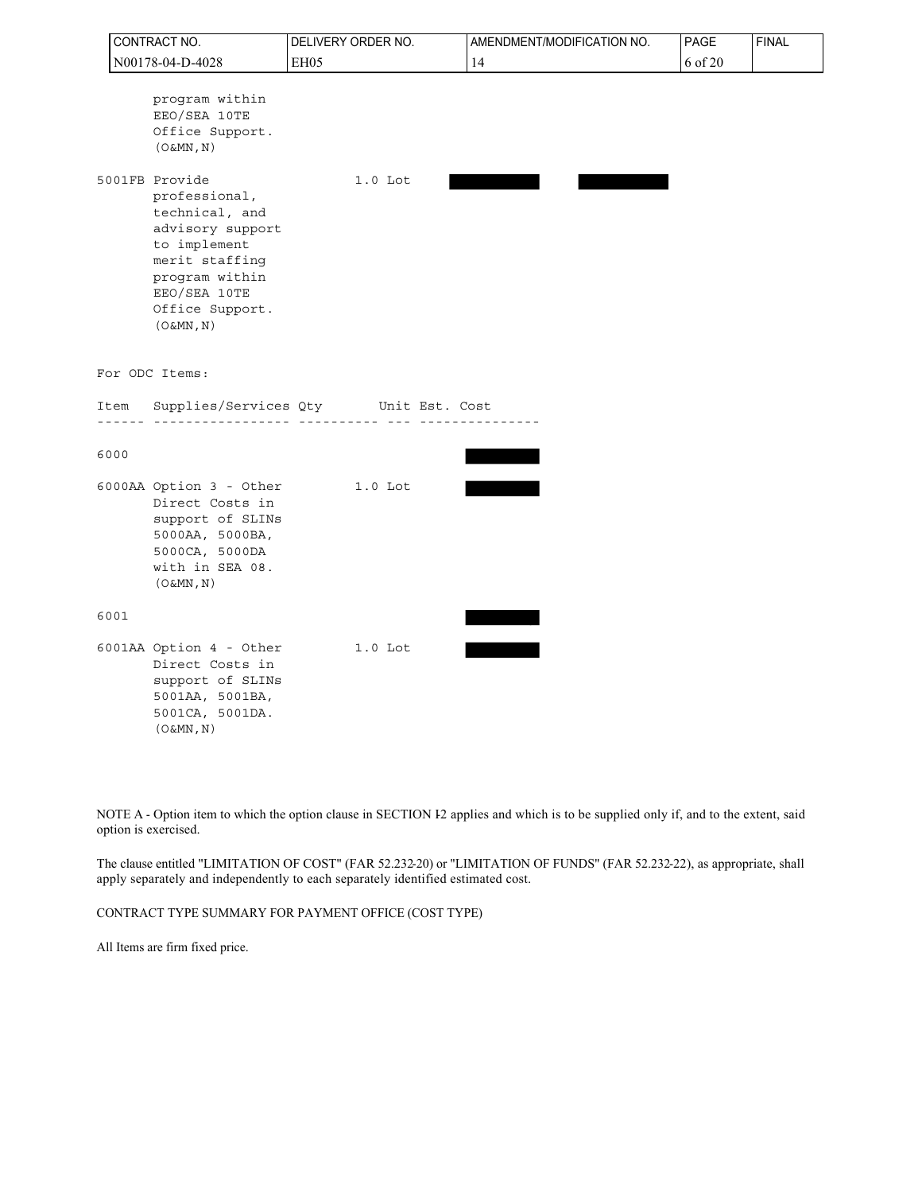program within EEO/SEA 10TE Office Support. (O&MN,N)

| Item | Supplies/Services | Qty | Unit | Unit Price | Amount |
|---|---|---|---|---|---|
| 5001FB | Provide professional, technical, and advisory support to implement merit staffing program within EEO/SEA 10TE Office Support. (O&MN,N) | 1.0 | Lot | | |

For ODC Items:

| Item | Supplies/Services | Qty | Unit | Est. Cost |
|---|---|---|---|---|
| 6000 | | | | |
| 6000AA | Option 3 - Other Direct Costs in support of SLINs 5000AA, 5000BA, 5000CA, 5000DA with in SEA 08. (O&MN,N) | 1.0 | Lot | |
| 6001 | | | | |
| 6001AA | Option 4 - Other Direct Costs in support of SLINs 5001AA, 5001BA, 5001CA, 5001DA. (O&MN,N) | 1.0 | Lot | |

NOTE A - Option item to which the option clause in SECTION I-2 applies and which is to be supplied only if, and to the extent, said option is exercised.

The clause entitled "LIMITATION OF COST" (FAR 52.232-20) or "LIMITATION OF FUNDS" (FAR 52.232-22), as appropriate, shall apply separately and independently to each separately identified estimated cost.

CONTRACT TYPE SUMMARY FOR PAYMENT OFFICE (COST TYPE)

All Items are firm fixed price.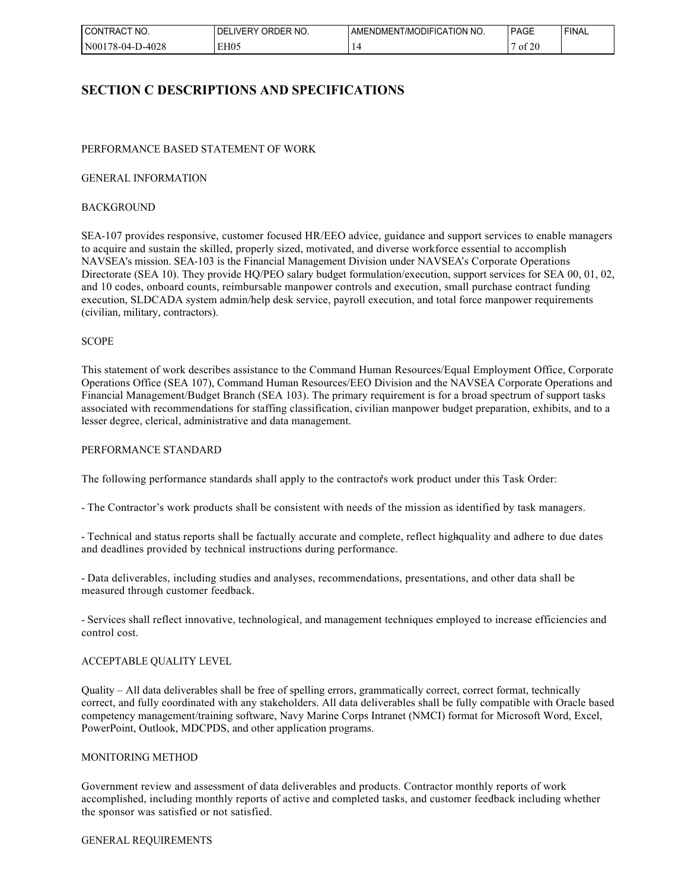## SECTION C DESCRIPTIONS AND SPECIFICATIONS

PERFORMANCE BASED STATEMENT OF WORK

GENERAL INFORMATION

BACKGROUND

SEA-107 provides responsive, customer focused HR/EEO advice, guidance and support services to enable managers to acquire and sustain the skilled, properly sized, motivated, and diverse workforce essential to accomplish NAVSEA's mission. SEA-103 is the Financial Management Division under NAVSEA's Corporate Operations Directorate (SEA 10). They provide HQ/PEO salary budget formulation/execution, support services for SEA 00, 01, 02, and 10 codes, onboard counts, reimbursable manpower controls and execution, small purchase contract funding execution, SLDCADA system admin/help desk service, payroll execution, and total force manpower requirements (civilian, military, contractors).

SCOPE

This statement of work describes assistance to the Command Human Resources/Equal Employment Office, Corporate Operations Office (SEA 107), Command Human Resources/EEO Division and the NAVSEA Corporate Operations and Financial Management/Budget Branch (SEA 103). The primary requirement is for a broad spectrum of support tasks associated with recommendations for staffing classification, civilian manpower budget preparation, exhibits, and to a lesser degree, clerical, administrative and data management.

PERFORMANCE STANDARD

The following performance standards shall apply to the contractor's work product under this Task Order:

- The Contractor's work products shall be consistent with needs of the mission as identified by task managers.

- Technical and status reports shall be factually accurate and complete, reflect high-quality and adhere to due dates and deadlines provided by technical instructions during performance.

- Data deliverables, including studies and analyses, recommendations, presentations, and other data shall be measured through customer feedback.

- Services shall reflect innovative, technological, and management techniques employed to increase efficiencies and control cost.

ACCEPTABLE QUALITY LEVEL

Quality – All data deliverables shall be free of spelling errors, grammatically correct, correct format, technically correct, and fully coordinated with any stakeholders. All data deliverables shall be fully compatible with Oracle based competency management/training software, Navy Marine Corps Intranet (NMCI) format for Microsoft Word, Excel, PowerPoint, Outlook, MDCPDS, and other application programs.

MONITORING METHOD

Government review and assessment of data deliverables and products. Contractor monthly reports of work accomplished, including monthly reports of active and completed tasks, and customer feedback including whether the sponsor was satisfied or not satisfied.

GENERAL REQUIREMENTS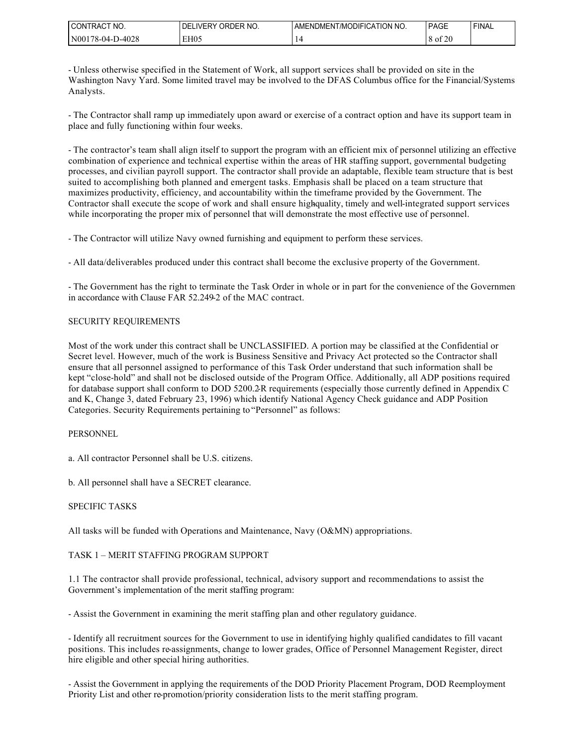- Unless otherwise specified in the Statement of Work, all support services shall be provided on site in the Washington Navy Yard. Some limited travel may be involved to the DFAS Columbus office for the Financial/Systems Analysts.

- The Contractor shall ramp up immediately upon award or exercise of a contract option and have its support team in place and fully functioning within four weeks.

- The contractor's team shall align itself to support the program with an efficient mix of personnel utilizing an effective combination of experience and technical expertise within the areas of HR staffing support, governmental budgeting processes, and civilian payroll support. The contractor shall provide an adaptable, flexible team structure that is best suited to accomplishing both planned and emergent tasks. Emphasis shall be placed on a team structure that maximizes productivity, efficiency, and accountability within the timeframe provided by the Government. The Contractor shall execute the scope of work and shall ensure high-quality, timely and well-integrated support services while incorporating the proper mix of personnel that will demonstrate the most effective use of personnel.

- The Contractor will utilize Navy owned furnishing and equipment to perform these services.

- All data/deliverables produced under this contract shall become the exclusive property of the Government.

- The Government has the right to terminate the Task Order in whole or in part for the convenience of the Government in accordance with Clause FAR 52.249-2 of the MAC contract.

SECURITY REQUIREMENTS

Most of the work under this contract shall be UNCLASSIFIED. A portion may be classified at the Confidential or Secret level. However, much of the work is Business Sensitive and Privacy Act protected so the Contractor shall ensure that all personnel assigned to performance of this Task Order understand that such information shall be kept "close-hold" and shall not be disclosed outside of the Program Office. Additionally, all ADP positions required for database support shall conform to DOD 5200.2-R requirements (especially those currently defined in Appendix C and K, Change 3, dated February 23, 1996) which identify National Agency Check guidance and ADP Position Categories. Security Requirements pertaining to "Personnel" as follows:

PERSONNEL

a. All contractor Personnel shall be U.S. citizens.

b. All personnel shall have a SECRET clearance.

SPECIFIC TASKS

All tasks will be funded with Operations and Maintenance, Navy (O&MN) appropriations.

TASK 1 – MERIT STAFFING PROGRAM SUPPORT

1.1 The contractor shall provide professional, technical, advisory support and recommendations to assist the Government's implementation of the merit staffing program:

- Assist the Government in examining the merit staffing plan and other regulatory guidance.

- Identify all recruitment sources for the Government to use in identifying highly qualified candidates to fill vacant positions. This includes re-assignments, change to lower grades, Office of Personnel Management Register, direct hire eligible and other special hiring authorities.

- Assist the Government in applying the requirements of the DOD Priority Placement Program, DOD Reemployment Priority List and other re-promotion/priority consideration lists to the merit staffing program.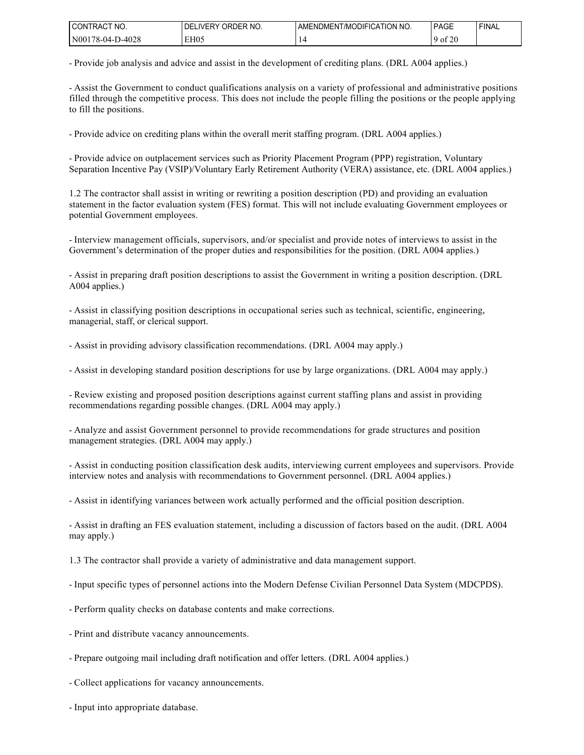- Provide job analysis and advice and assist in the development of crediting plans. (DRL A004 applies.)

- Assist the Government to conduct qualifications analysis on a variety of professional and administrative positions filled through the competitive process. This does not include the people filling the positions or the people applying to fill the positions.

- Provide advice on crediting plans within the overall merit staffing program. (DRL A004 applies.)

- Provide advice on outplacement services such as Priority Placement Program (PPP) registration, Voluntary Separation Incentive Pay (VSIP)/Voluntary Early Retirement Authority (VERA) assistance, etc. (DRL A004 applies.)

1.2 The contractor shall assist in writing or rewriting a position description (PD) and providing an evaluation statement in the factor evaluation system (FES) format. This will not include evaluating Government employees or potential Government employees.

- Interview management officials, supervisors, and/or specialist and provide notes of interviews to assist in the Government's determination of the proper duties and responsibilities for the position. (DRL A004 applies.)

- Assist in preparing draft position descriptions to assist the Government in writing a position description. (DRL A004 applies.)

- Assist in classifying position descriptions in occupational series such as technical, scientific, engineering, managerial, staff, or clerical support.

- Assist in providing advisory classification recommendations. (DRL A004 may apply.)

- Assist in developing standard position descriptions for use by large organizations. (DRL A004 may apply.)

- Review existing and proposed position descriptions against current staffing plans and assist in providing recommendations regarding possible changes. (DRL A004 may apply.)

- Analyze and assist Government personnel to provide recommendations for grade structures and position management strategies. (DRL A004 may apply.)

- Assist in conducting position classification desk audits, interviewing current employees and supervisors. Provide interview notes and analysis with recommendations to Government personnel. (DRL A004 applies.)

- Assist in identifying variances between work actually performed and the official position description.

- Assist in drafting an FES evaluation statement, including a discussion of factors based on the audit. (DRL A004 may apply.)

1.3 The contractor shall provide a variety of administrative and data management support.

- Input specific types of personnel actions into the Modern Defense Civilian Personnel Data System (MDCPDS).

- Perform quality checks on database contents and make corrections.

- Print and distribute vacancy announcements.

- Prepare outgoing mail including draft notification and offer letters. (DRL A004 applies.)

- Collect applications for vacancy announcements.

- Input into appropriate database.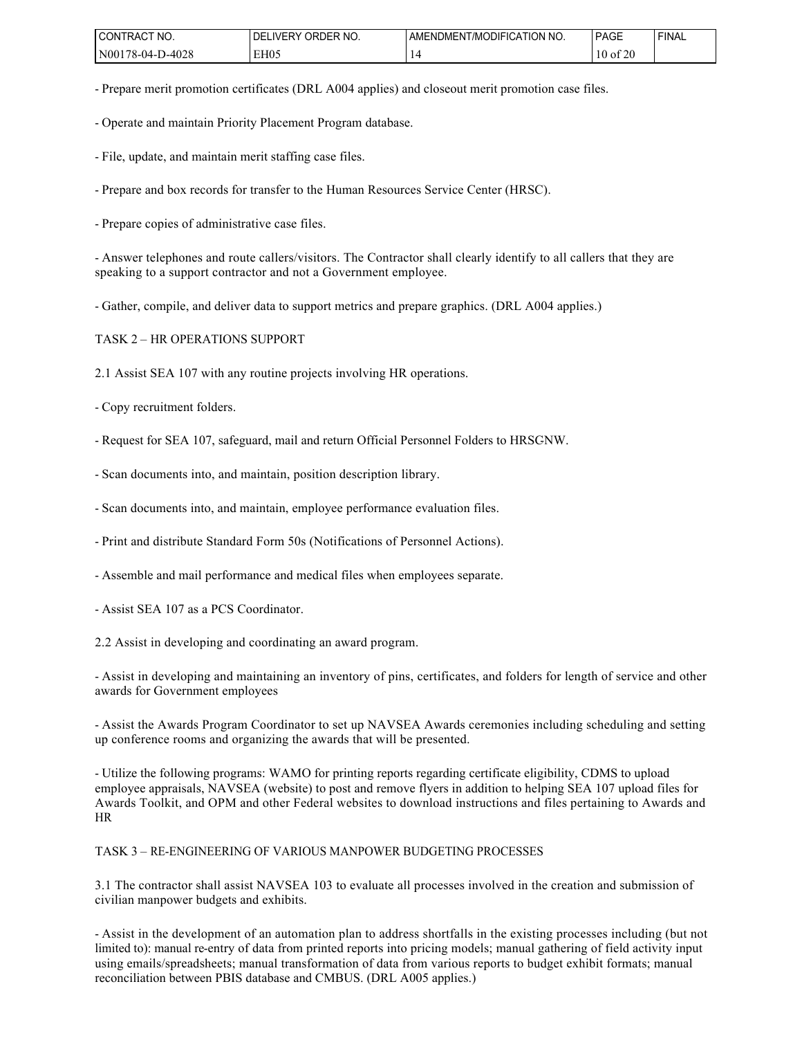- Prepare merit promotion certificates (DRL A004 applies) and closeout merit promotion case files.

- Operate and maintain Priority Placement Program database.

- File, update, and maintain merit staffing case files.

- Prepare and box records for transfer to the Human Resources Service Center (HRSC).

- Prepare copies of administrative case files.

- Answer telephones and route callers/visitors. The Contractor shall clearly identify to all callers that they are speaking to a support contractor and not a Government employee.

- Gather, compile, and deliver data to support metrics and prepare graphics. (DRL A004 applies.)

TASK 2 – HR OPERATIONS SUPPORT

2.1 Assist SEA 107 with any routine projects involving HR operations.

- Copy recruitment folders.

- Request for SEA 107, safeguard, mail and return Official Personnel Folders to HRSCNW.

- Scan documents into, and maintain, position description library.

- Scan documents into, and maintain, employee performance evaluation files.

- Print and distribute Standard Form 50s (Notifications of Personnel Actions).

- Assemble and mail performance and medical files when employees separate.

- Assist SEA 107 as a PCS Coordinator.

2.2 Assist in developing and coordinating an award program.

- Assist in developing and maintaining an inventory of pins, certificates, and folders for length of service and other awards for Government employees

- Assist the Awards Program Coordinator to set up NAVSEA Awards ceremonies including scheduling and setting up conference rooms and organizing the awards that will be presented.

- Utilize the following programs: WAMO for printing reports regarding certificate eligibility, CDMS to upload employee appraisals, NAVSEA (website) to post and remove flyers in addition to helping SEA 107 upload files for Awards Toolkit, and OPM and other Federal websites to download instructions and files pertaining to Awards and HR

TASK 3 – RE-ENGINEERING OF VARIOUS MANPOWER BUDGETING PROCESSES

3.1 The contractor shall assist NAVSEA 103 to evaluate all processes involved in the creation and submission of civilian manpower budgets and exhibits.

- Assist in the development of an automation plan to address shortfalls in the existing processes including (but not limited to): manual re-entry of data from printed reports into pricing models; manual gathering of field activity input using emails/spreadsheets; manual transformation of data from various reports to budget exhibit formats; manual reconciliation between PBIS database and CMBUS. (DRL A005 applies.)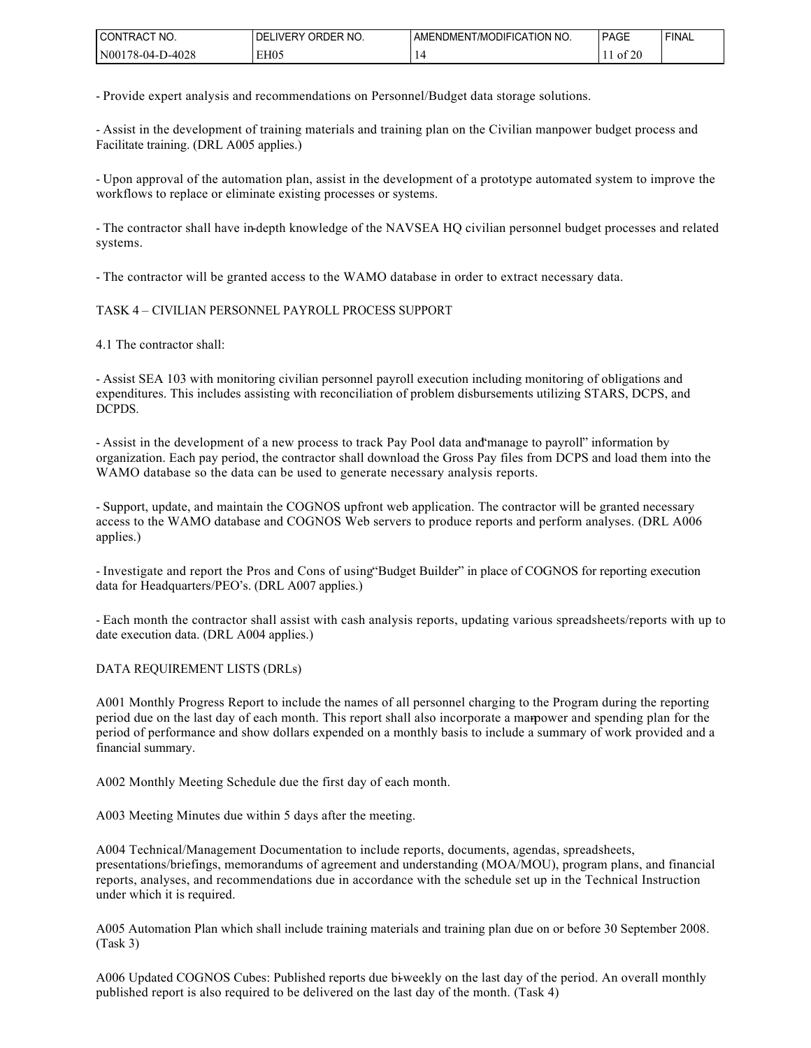- Provide expert analysis and recommendations on Personnel/Budget data storage solutions.

- Assist in the development of training materials and training plan on the Civilian manpower budget process and Facilitate training. (DRL A005 applies.)

- Upon approval of the automation plan, assist in the development of a prototype automated system to improve the workflows to replace or eliminate existing processes or systems.

- The contractor shall have in-depth knowledge of the NAVSEA HQ civilian personnel budget processes and related systems.

- The contractor will be granted access to the WAMO database in order to extract necessary data.

TASK 4 – CIVILIAN PERSONNEL PAYROLL PROCESS SUPPORT

4.1 The contractor shall:

- Assist SEA 103 with monitoring civilian personnel payroll execution including monitoring of obligations and expenditures. This includes assisting with reconciliation of problem disbursements utilizing STARS, DCPS, and DCPDS.

- Assist in the development of a new process to track Pay Pool data and "manage to payroll" information by organization. Each pay period, the contractor shall download the Gross Pay files from DCPS and load them into the WAMO database so the data can be used to generate necessary analysis reports.

- Support, update, and maintain the COGNOS upfront web application. The contractor will be granted necessary access to the WAMO database and COGNOS Web servers to produce reports and perform analyses. (DRL A006 applies.)

- Investigate and report the Pros and Cons of using "Budget Builder" in place of COGNOS for reporting execution data for Headquarters/PEO's. (DRL A007 applies.)

- Each month the contractor shall assist with cash analysis reports, updating various spreadsheets/reports with up to date execution data. (DRL A004 applies.)

DATA REQUIREMENT LISTS (DRLs)

A001 Monthly Progress Report to include the names of all personnel charging to the Program during the reporting period due on the last day of each month. This report shall also incorporate a manpower and spending plan for the period of performance and show dollars expended on a monthly basis to include a summary of work provided and a financial summary.

A002 Monthly Meeting Schedule due the first day of each month.

A003 Meeting Minutes due within 5 days after the meeting.

A004 Technical/Management Documentation to include reports, documents, agendas, spreadsheets, presentations/briefings, memorandums of agreement and understanding (MOA/MOU), program plans, and financial reports, analyses, and recommendations due in accordance with the schedule set up in the Technical Instruction under which it is required.

A005 Automation Plan which shall include training materials and training plan due on or before 30 September 2008. (Task 3)

A006 Updated COGNOS Cubes: Published reports due bi-weekly on the last day of the period. An overall monthly published report is also required to be delivered on the last day of the month. (Task 4)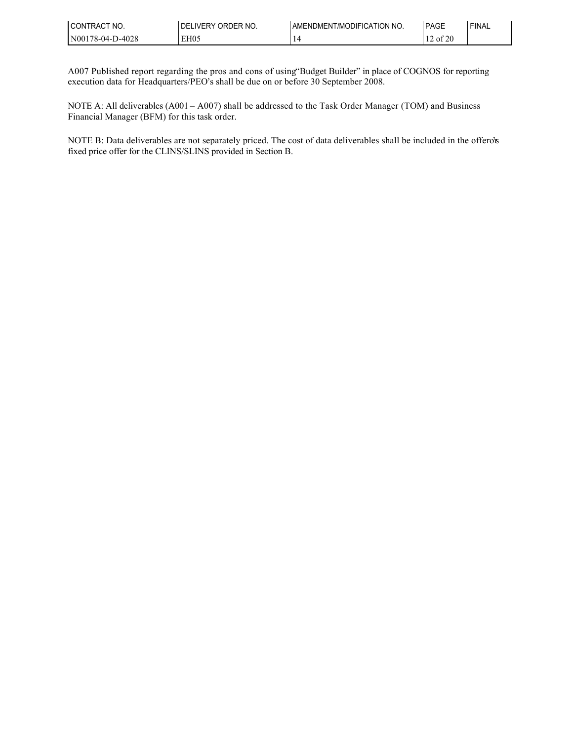A007 Published report regarding the pros and cons of using "Budget Builder" in place of COGNOS for reporting execution data for Headquarters/PEO's shall be due on or before 30 September 2008.

NOTE A: All deliverables (A001 – A007) shall be addressed to the Task Order Manager (TOM) and Business Financial Manager (BFM) for this task order.

NOTE B: Data deliverables are not separately priced. The cost of data deliverables shall be included in the offeror's fixed price offer for the CLINS/SLINS provided in Section B.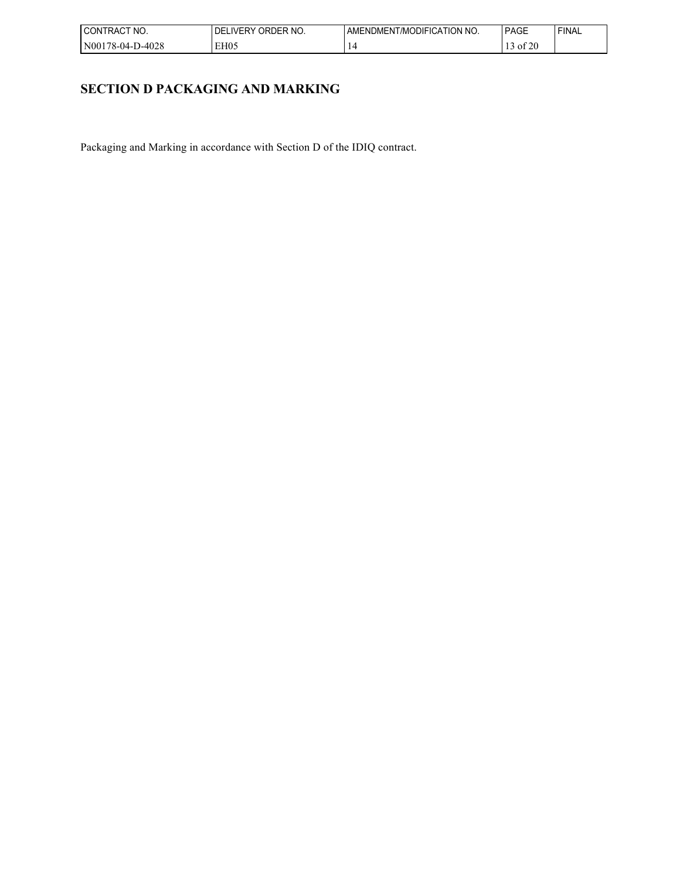# SECTION D PACKAGING AND MARKING

Packaging and Marking in accordance with Section D of the IDIQ contract.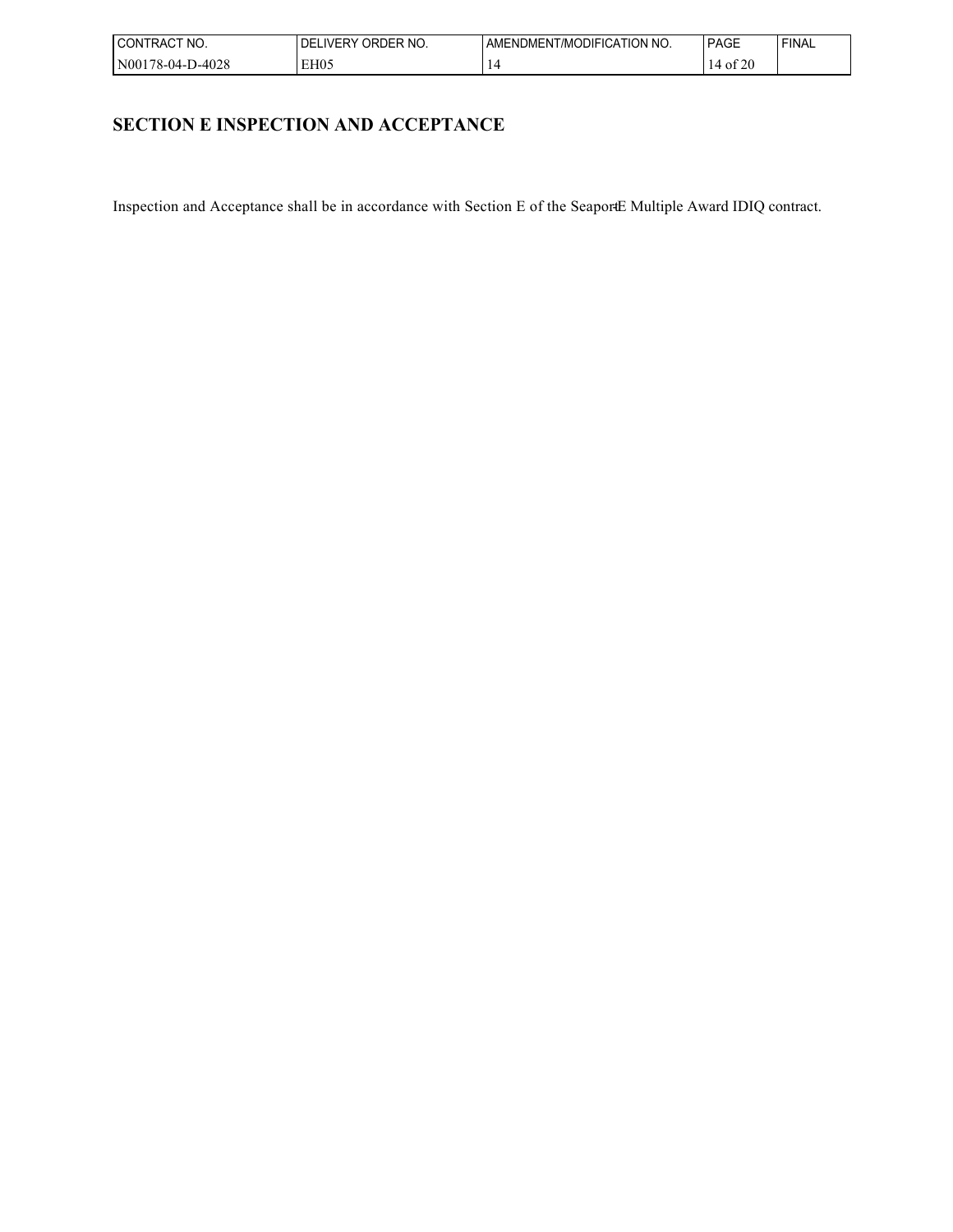# SECTION E INSPECTION AND ACCEPTANCE

Inspection and Acceptance shall be in accordance with Section E of the Seaport-E Multiple Award IDIQ contract.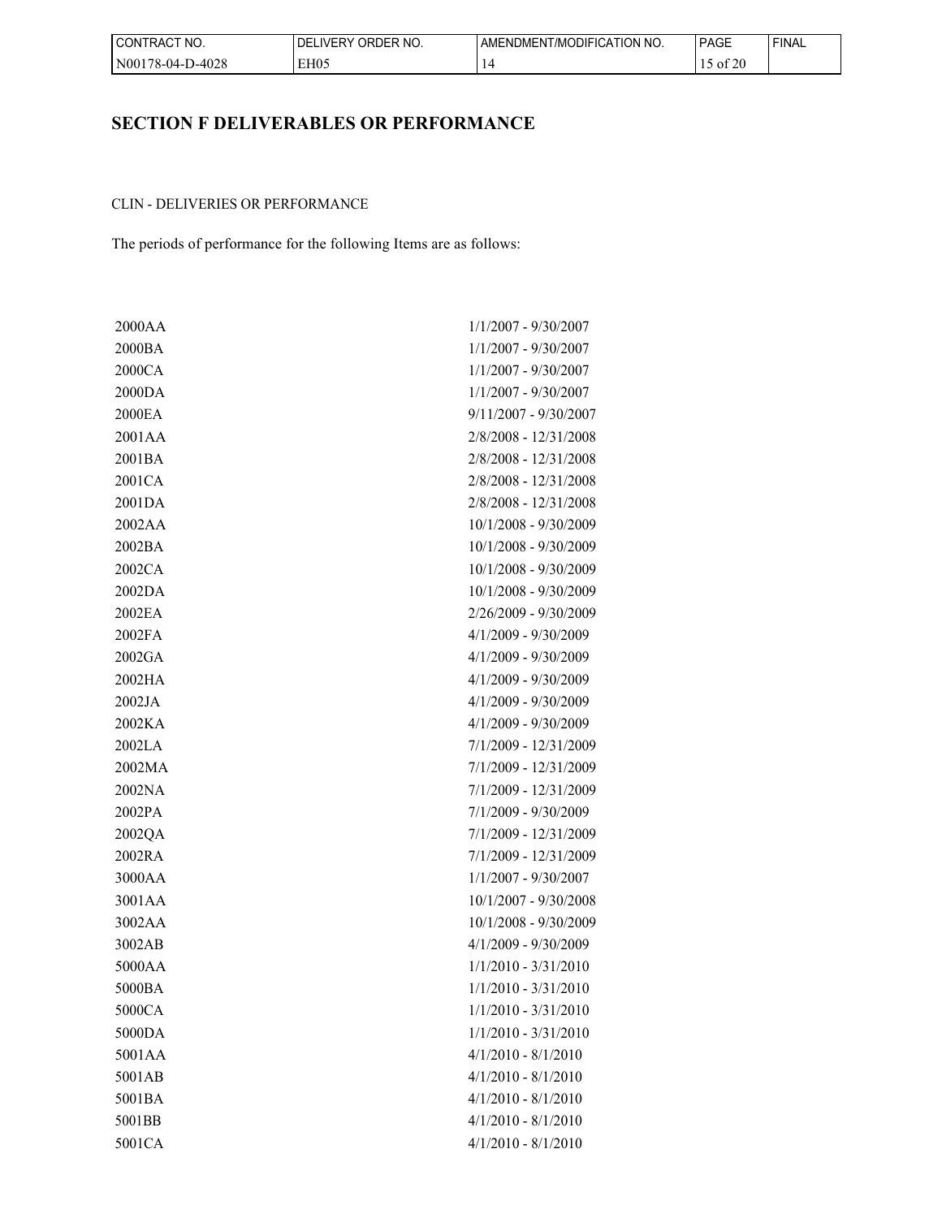## SECTION F DELIVERABLES OR PERFORMANCE

CLIN - DELIVERIES OR PERFORMANCE

The periods of performance for the following Items are as follows:

| | |
|---|---|
| 2000AA | 1/1/2007 - 9/30/2007 |
| 2000BA | 1/1/2007 - 9/30/2007 |
| 2000CA | 1/1/2007 - 9/30/2007 |
| 2000DA | 1/1/2007 - 9/30/2007 |
| 2000EA | 9/11/2007 - 9/30/2007 |
| 2001AA | 2/8/2008 - 12/31/2008 |
| 2001BA | 2/8/2008 - 12/31/2008 |
| 2001CA | 2/8/2008 - 12/31/2008 |
| 2001DA | 2/8/2008 - 12/31/2008 |
| 2002AA | 10/1/2008 - 9/30/2009 |
| 2002BA | 10/1/2008 - 9/30/2009 |
| 2002CA | 10/1/2008 - 9/30/2009 |
| 2002DA | 10/1/2008 - 9/30/2009 |
| 2002EA | 2/26/2009 - 9/30/2009 |
| 2002FA | 4/1/2009 - 9/30/2009 |
| 2002GA | 4/1/2009 - 9/30/2009 |
| 2002HA | 4/1/2009 - 9/30/2009 |
| 2002JA | 4/1/2009 - 9/30/2009 |
| 2002KA | 4/1/2009 - 9/30/2009 |
| 2002LA | 7/1/2009 - 12/31/2009 |
| 2002MA | 7/1/2009 - 12/31/2009 |
| 2002NA | 7/1/2009 - 12/31/2009 |
| 2002PA | 7/1/2009 - 9/30/2009 |
| 2002QA | 7/1/2009 - 12/31/2009 |
| 2002RA | 7/1/2009 - 12/31/2009 |
| 3000AA | 1/1/2007 - 9/30/2007 |
| 3001AA | 10/1/2007 - 9/30/2008 |
| 3002AA | 10/1/2008 - 9/30/2009 |
| 3002AB | 4/1/2009 - 9/30/2009 |
| 5000AA | 1/1/2010 - 3/31/2010 |
| 5000BA | 1/1/2010 - 3/31/2010 |
| 5000CA | 1/1/2010 - 3/31/2010 |
| 5000DA | 1/1/2010 - 3/31/2010 |
| 5001AA | 4/1/2010 - 8/1/2010 |
| 5001AB | 4/1/2010 - 8/1/2010 |
| 5001BA | 4/1/2010 - 8/1/2010 |
| 5001BB | 4/1/2010 - 8/1/2010 |
| 5001CA | 4/1/2010 - 8/1/2010 |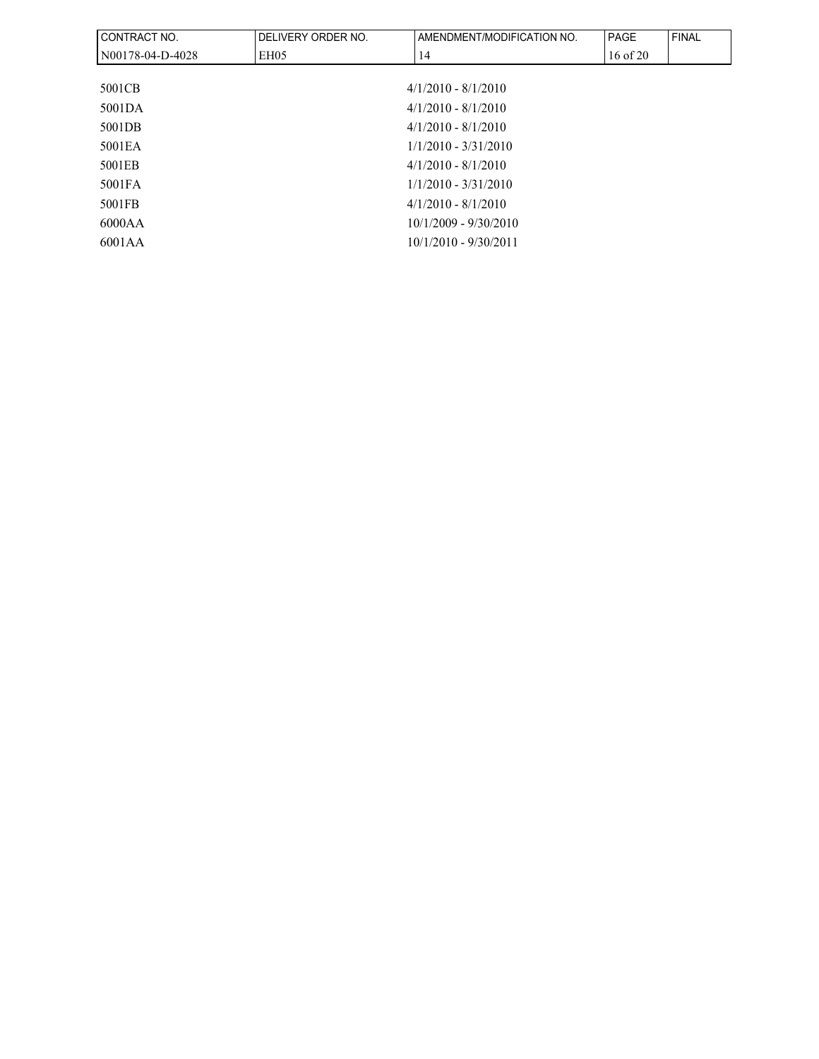| | |
|---|---|
| 5001CB | 4/1/2010 - 8/1/2010 |
| 5001DA | 4/1/2010 - 8/1/2010 |
| 5001DB | 4/1/2010 - 8/1/2010 |
| 5001EA | 1/1/2010 - 3/31/2010 |
| 5001EB | 4/1/2010 - 8/1/2010 |
| 5001FA | 1/1/2010 - 3/31/2010 |
| 5001FB | 4/1/2010 - 8/1/2010 |
| 6000AA | 10/1/2009 - 9/30/2010 |
| 6001AA | 10/1/2010 - 9/30/2011 |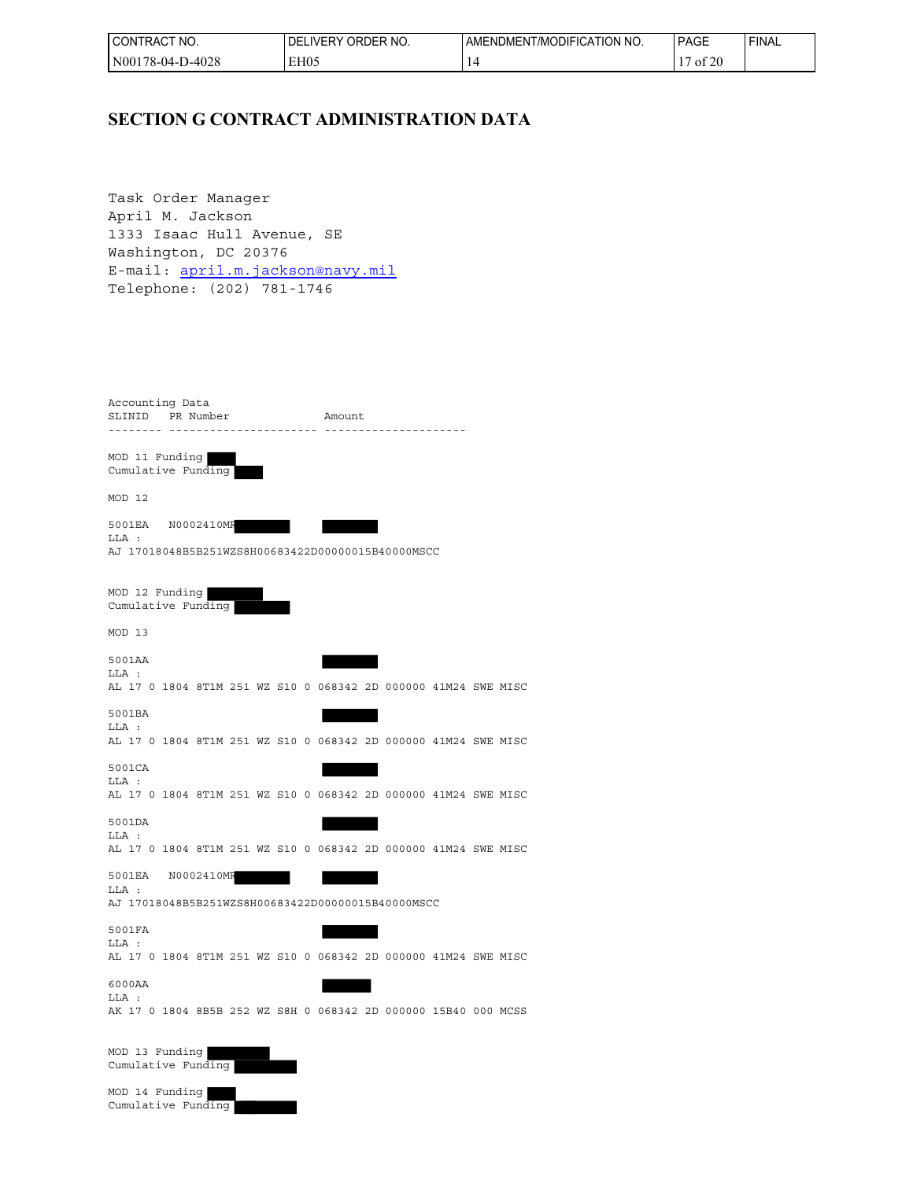## SECTION G CONTRACT ADMINISTRATION DATA

Task Order Manager
April M. Jackson
1333 Isaac Hull Avenue, SE
Washington, DC 20376
E-mail: april.m.jackson@navy.mil
Telephone: (202) 781-1746

```
Accounting Data
SLINID   PR Number              Amount
-------- ---------------------- --------------------

MOD 11 Funding
Cumulative Funding

MOD 12

5001EA   N0002410MR
LLA :
AJ 17018048B5B251WZS8H00683422D00000015B40000MSCC


MOD 12 Funding
Cumulative Funding

MOD 13

5001AA
LLA :
AL 17 0 1804 8T1M 251 WZ S10 0 068342 2D 000000 41M24 SWE MISC

5001BA
LLA :
AL 17 0 1804 8T1M 251 WZ S10 0 068342 2D 000000 41M24 SWE MISC

5001CA
LLA :
AL 17 0 1804 8T1M 251 WZ S10 0 068342 2D 000000 41M24 SWE MISC

5001DA
LLA :
AL 17 0 1804 8T1M 251 WZ S10 0 068342 2D 000000 41M24 SWE MISC

5001EA   N0002410MR
LLA :
AJ 17018048B5B251WZS8H00683422D00000015B40000MSCC

5001FA
LLA :
AL 17 0 1804 8T1M 251 WZ S10 0 068342 2D 000000 41M24 SWE MISC

6000AA
LLA :
AK 17 0 1804 8B5B 252 WZ S8H 0 068342 2D 000000 15B40 000 MCSS


MOD 13 Funding
Cumulative Funding

MOD 14 Funding
Cumulative Funding
```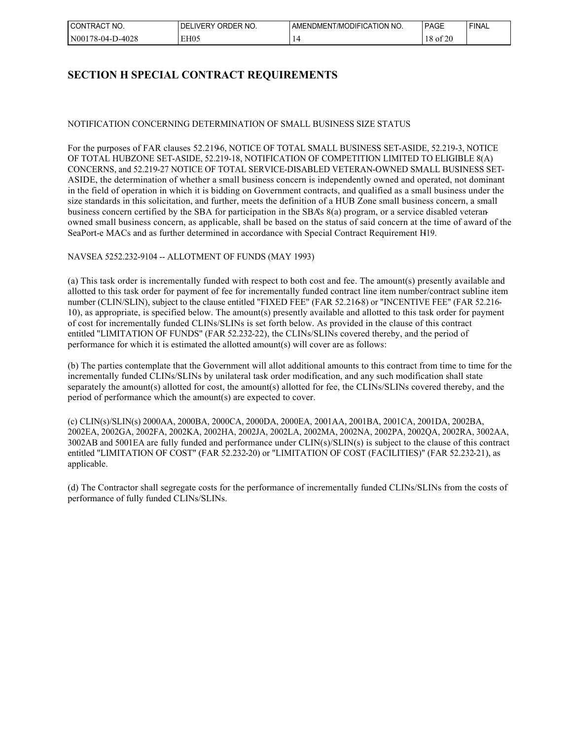## SECTION H SPECIAL CONTRACT REQUIREMENTS

NOTIFICATION CONCERNING DETERMINATION OF SMALL BUSINESS SIZE STATUS

For the purposes of FAR clauses 52.219-6, NOTICE OF TOTAL SMALL BUSINESS SET-ASIDE, 52.219-3, NOTICE OF TOTAL HUBZONE SET-ASIDE, 52.219-18, NOTIFICATION OF COMPETITION LIMITED TO ELIGIBLE 8(A) CONCERNS, and 52.219-27 NOTICE OF TOTAL SERVICE-DISABLED VETERAN-OWNED SMALL BUSINESS SET-ASIDE, the determination of whether a small business concern is independently owned and operated, not dominant in the field of operation in which it is bidding on Government contracts, and qualified as a small business under the size standards in this solicitation, and further, meets the definition of a HUB Zone small business concern, a small business concern certified by the SBA for participation in the SBA's 8(a) program, or a service disabled veteran-owned small business concern, as applicable, shall be based on the status of said concern at the time of award of the SeaPort-e MACs and as further determined in accordance with Special Contract Requirement H-19.

NAVSEA 5252.232-9104 -- ALLOTMENT OF FUNDS (MAY 1993)

(a) This task order is incrementally funded with respect to both cost and fee. The amount(s) presently available and allotted to this task order for payment of fee for incrementally funded contract line item number/contract subline item number (CLIN/SLIN), subject to the clause entitled "FIXED FEE" (FAR 52.216-8) or "INCENTIVE FEE" (FAR 52.216-10), as appropriate, is specified below. The amount(s) presently available and allotted to this task order for payment of cost for incrementally funded CLINs/SLINs is set forth below. As provided in the clause of this contract entitled "LIMITATION OF FUNDS" (FAR 52.232-22), the CLINs/SLINs covered thereby, and the period of performance for which it is estimated the allotted amount(s) will cover are as follows:

(b) The parties contemplate that the Government will allot additional amounts to this contract from time to time for the incrementally funded CLINs/SLINs by unilateral task order modification, and any such modification shall state separately the amount(s) allotted for cost, the amount(s) allotted for fee, the CLINs/SLINs covered thereby, and the period of performance which the amount(s) are expected to cover.

(c) CLIN(s)/SLIN(s) 2000AA, 2000BA, 2000CA, 2000DA, 2000EA, 2001AA, 2001BA, 2001CA, 2001DA, 2002BA, 2002EA, 2002GA, 2002FA, 2002KA, 2002HA, 2002JA, 2002LA, 2002MA, 2002NA, 2002PA, 2002QA, 2002RA, 3002AA, 3002AB and 5001EA are fully funded and performance under CLIN(s)/SLIN(s) is subject to the clause of this contract entitled "LIMITATION OF COST" (FAR 52.232-20) or "LIMITATION OF COST (FACILITIES)" (FAR 52.232-21), as applicable.

(d) The Contractor shall segregate costs for the performance of incrementally funded CLINs/SLINs from the costs of performance of fully funded CLINs/SLINs.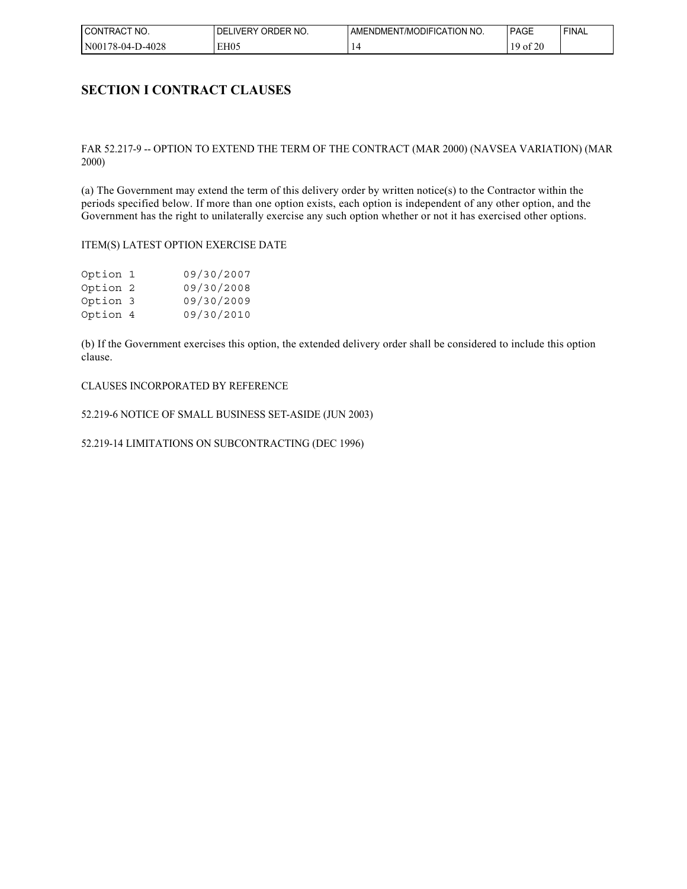# SECTION I CONTRACT CLAUSES

FAR 52.217-9 -- OPTION TO EXTEND THE TERM OF THE CONTRACT (MAR 2000) (NAVSEA VARIATION) (MAR 2000)

(a) The Government may extend the term of this delivery order by written notice(s) to the Contractor within the periods specified below. If more than one option exists, each option is independent of any other option, and the Government has the right to unilaterally exercise any such option whether or not it has exercised other options.

ITEM(S) LATEST OPTION EXERCISE DATE

```
Option 1       09/30/2007
Option 2       09/30/2008
Option 3       09/30/2009
Option 4       09/30/2010
```

(b) If the Government exercises this option, the extended delivery order shall be considered to include this option clause.

CLAUSES INCORPORATED BY REFERENCE

52.219-6 NOTICE OF SMALL BUSINESS SET-ASIDE (JUN 2003)

52.219-14 LIMITATIONS ON SUBCONTRACTING (DEC 1996)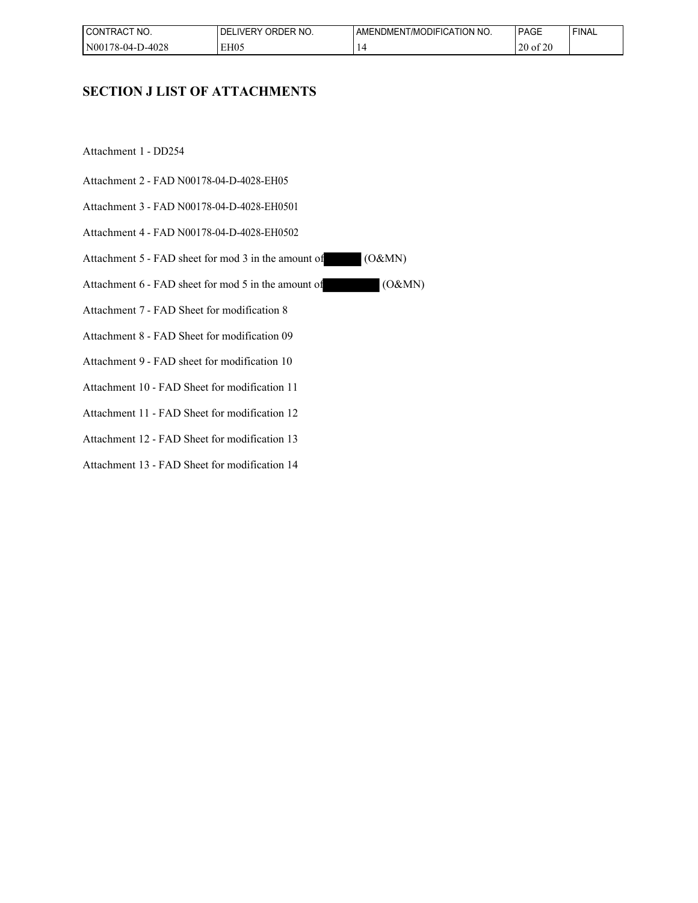## SECTION J LIST OF ATTACHMENTS

Attachment 1 - DD254

Attachment 2 - FAD N00178-04-D-4028-EH05

Attachment 3 - FAD N00178-04-D-4028-EH0501

Attachment 4 - FAD N00178-04-D-4028-EH0502

Attachment 5 - FAD sheet for mod 3 in the amount of ██████ (O&MN)

Attachment 6 - FAD sheet for mod 5 in the amount of █████████ (O&MN)

Attachment 7 - FAD Sheet for modification 8

Attachment 8 - FAD Sheet for modification 09

Attachment 9 - FAD sheet for modification 10

Attachment 10 - FAD Sheet for modification 11

Attachment 11 - FAD Sheet for modification 12

Attachment 12 - FAD Sheet for modification 13

Attachment 13 - FAD Sheet for modification 14